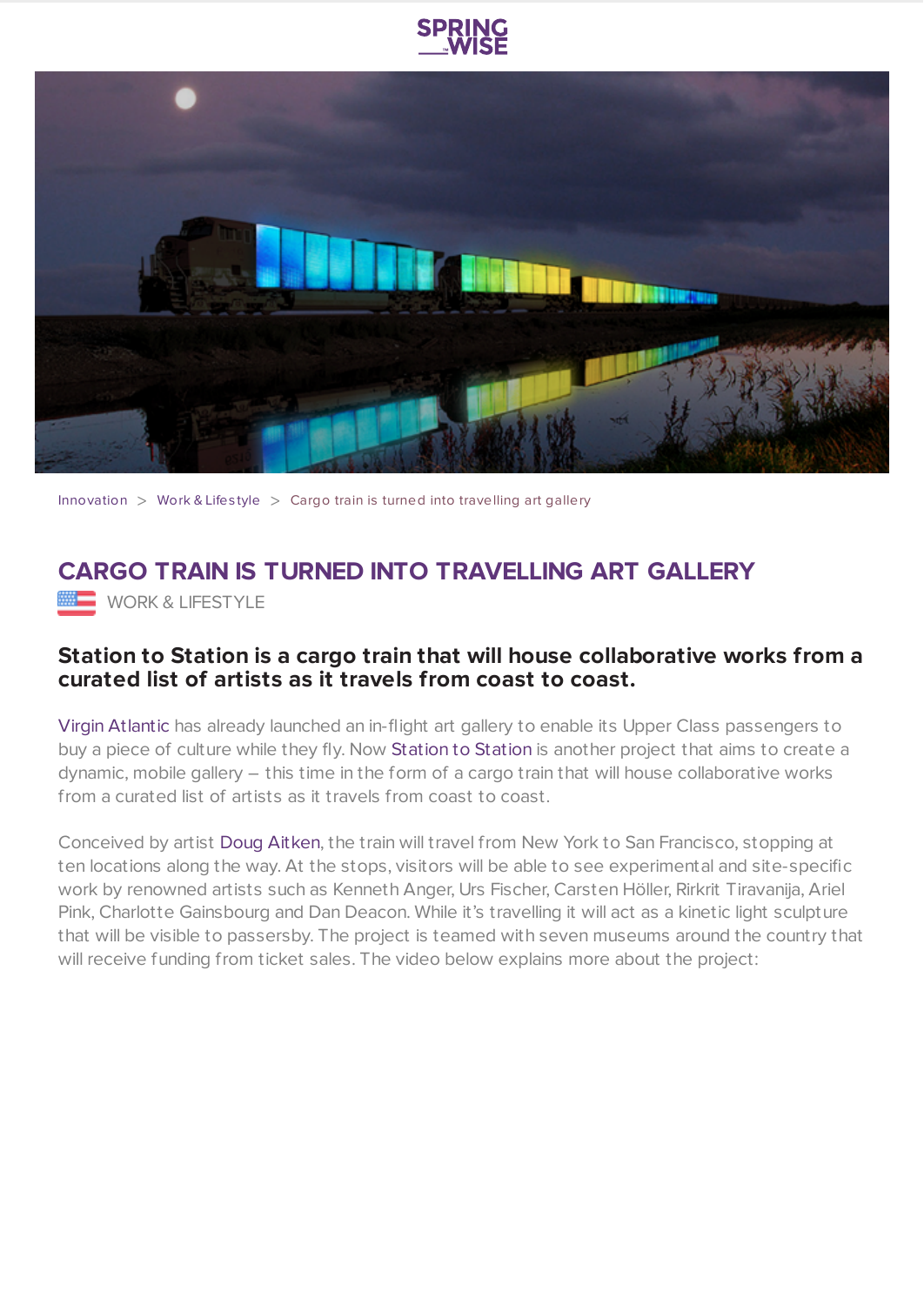Innovation > Work & Lifestyle > Cargo train is turned into travelling art gallery

# CARGO TRAIN IS TURNED INTO TRAVELLING ART GALLERY

WORK & LIFESTYLE

## Station to Station is a cargo train that will house collaborative works from a curated list of artists as it travels from coast to coast.

Virgin Atlantic has already launched an in-flight art gallery to enable its Upper Class passengers to buy a piece of culture while they fly. Now Station to Station is another project that aims to create a dynamic, mobile gallery – this time in the form of a cargo train that will house collaborative works from a curated list of artists as it travels from coast to coast.

Conceived by artist Doug Aitken, the train will travel from New York to San Francisco, stopping at ten locations along the way. At the stops, visitors will be able to see experimental and site-specific work by renowned artists such as Kenneth Anger, Urs Fischer, Carsten Höller, Rirkrit Tiravanija, Ariel Pink, Charlotte Gainsbourg and Dan Deacon. While it's travelling it will act as a kinetic light sculpture that will be visible to passersby. The project is teamed with seven museums around the country that will receive funding from ticket sales. The video below explains more about the project: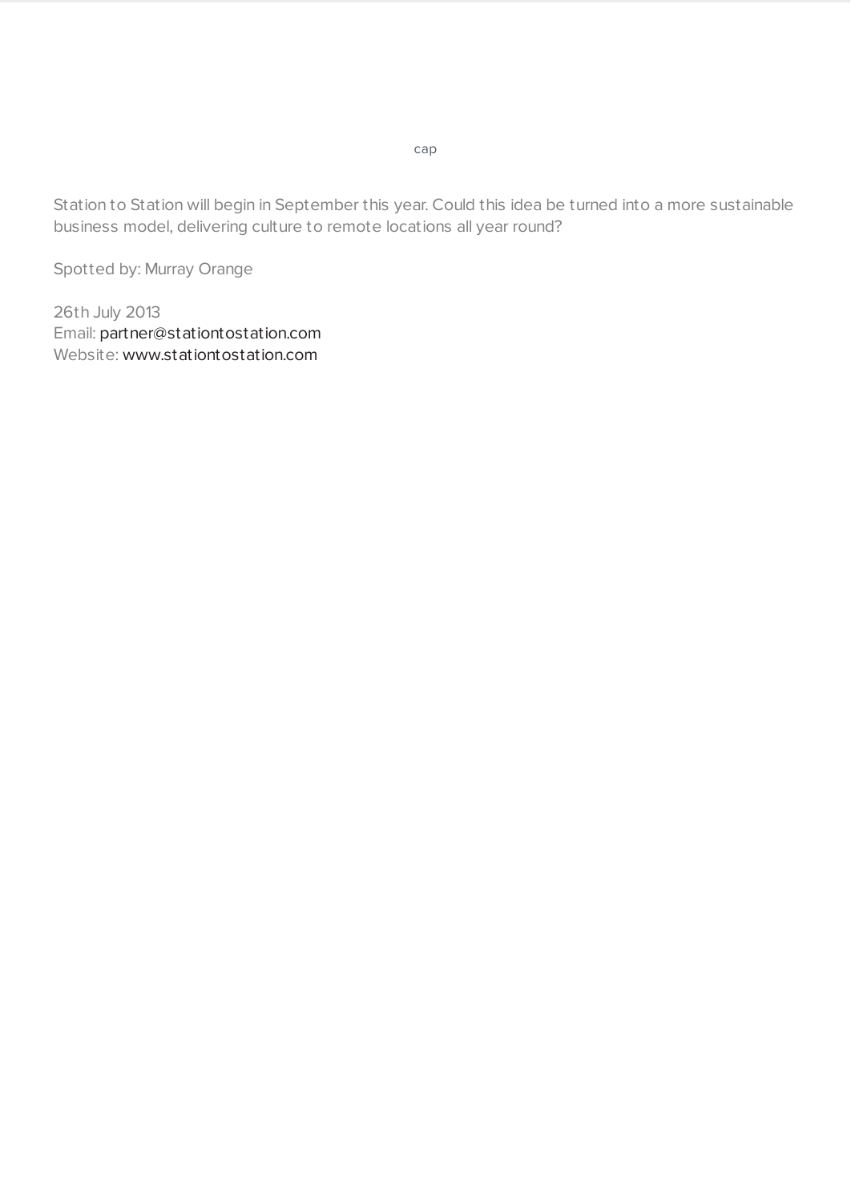cap

Station to Station will begin in September this year. Could this idea be turned into a more sustainable business model, delivering culture to remote locations all year round?

Spotted by: Murray Orange

26th July 2013
Email: partner@stationtostation.com
Website: www.stationtostation.com